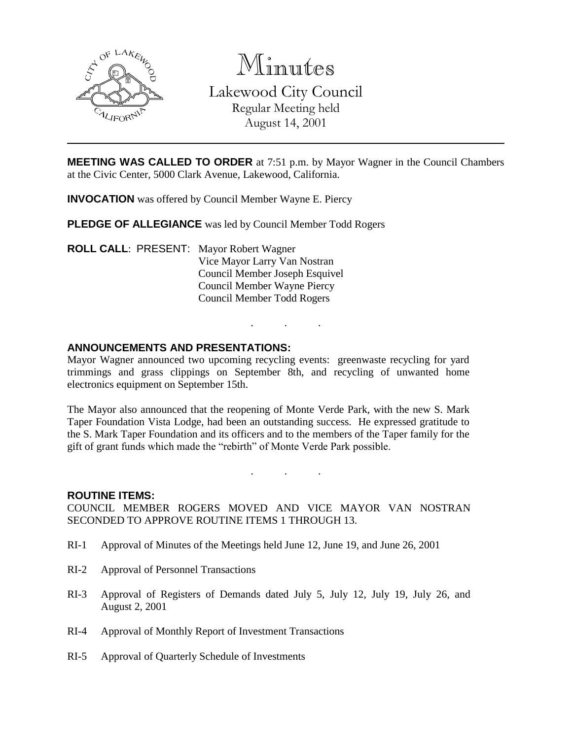# Minutes

## Lakewood City Council

Regular Meeting held
August 14, 2001

---

**MEETING WAS CALLED TO ORDER** at 7:51 p.m. by Mayor Wagner in the Council Chambers at the Civic Center, 5000 Clark Avenue, Lakewood, California.

**INVOCATION** was offered by Council Member Wayne E. Piercy

**PLEDGE OF ALLEGIANCE** was led by Council Member Todd Rogers

**ROLL CALL**: PRESENT: Mayor Robert Wagner
Vice Mayor Larry Van Nostran
Council Member Joseph Esquivel
Council Member Wayne Piercy
Council Member Todd Rogers

. . .

**ANNOUNCEMENTS AND PRESENTATIONS:**

Mayor Wagner announced two upcoming recycling events: greenwaste recycling for yard trimmings and grass clippings on September 8th, and recycling of unwanted home electronics equipment on September 15th.

The Mayor also announced that the reopening of Monte Verde Park, with the new S. Mark Taper Foundation Vista Lodge, had been an outstanding success. He expressed gratitude to the S. Mark Taper Foundation and its officers and to the members of the Taper family for the gift of grant funds which made the "rebirth" of Monte Verde Park possible.

. . .

**ROUTINE ITEMS:**

COUNCIL MEMBER ROGERS MOVED AND VICE MAYOR VAN NOSTRAN SECONDED TO APPROVE ROUTINE ITEMS 1 THROUGH 13.

RI-1 Approval of Minutes of the Meetings held June 12, June 19, and June 26, 2001

RI-2 Approval of Personnel Transactions

RI-3 Approval of Registers of Demands dated July 5, July 12, July 19, July 26, and August 2, 2001

RI-4 Approval of Monthly Report of Investment Transactions

RI-5 Approval of Quarterly Schedule of Investments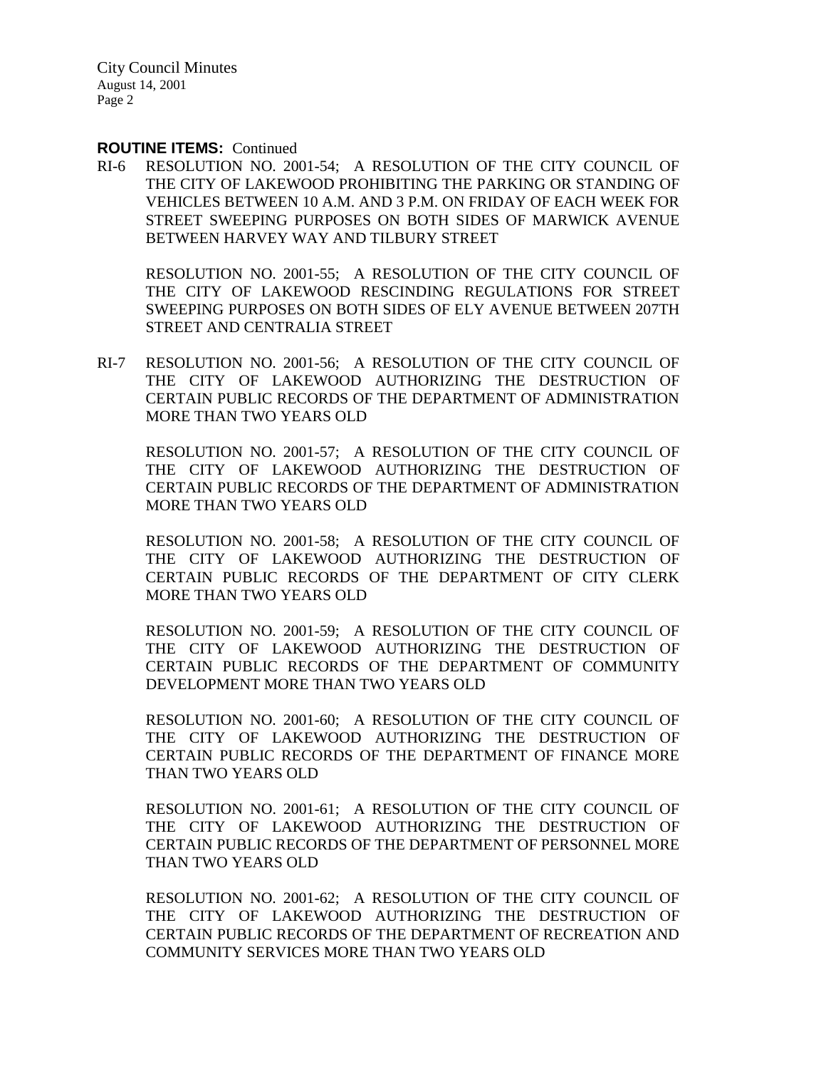**ROUTINE ITEMS:** Continued

RI-6 RESOLUTION NO. 2001-54; A RESOLUTION OF THE CITY COUNCIL OF THE CITY OF LAKEWOOD PROHIBITING THE PARKING OR STANDING OF VEHICLES BETWEEN 10 A.M. AND 3 P.M. ON FRIDAY OF EACH WEEK FOR STREET SWEEPING PURPOSES ON BOTH SIDES OF MARWICK AVENUE BETWEEN HARVEY WAY AND TILBURY STREET

RESOLUTION NO. 2001-55; A RESOLUTION OF THE CITY COUNCIL OF THE CITY OF LAKEWOOD RESCINDING REGULATIONS FOR STREET SWEEPING PURPOSES ON BOTH SIDES OF ELY AVENUE BETWEEN 207TH STREET AND CENTRALIA STREET

RI-7 RESOLUTION NO. 2001-56; A RESOLUTION OF THE CITY COUNCIL OF THE CITY OF LAKEWOOD AUTHORIZING THE DESTRUCTION OF CERTAIN PUBLIC RECORDS OF THE DEPARTMENT OF ADMINISTRATION MORE THAN TWO YEARS OLD

RESOLUTION NO. 2001-57; A RESOLUTION OF THE CITY COUNCIL OF THE CITY OF LAKEWOOD AUTHORIZING THE DESTRUCTION OF CERTAIN PUBLIC RECORDS OF THE DEPARTMENT OF ADMINISTRATION MORE THAN TWO YEARS OLD

RESOLUTION NO. 2001-58; A RESOLUTION OF THE CITY COUNCIL OF THE CITY OF LAKEWOOD AUTHORIZING THE DESTRUCTION OF CERTAIN PUBLIC RECORDS OF THE DEPARTMENT OF CITY CLERK MORE THAN TWO YEARS OLD

RESOLUTION NO. 2001-59; A RESOLUTION OF THE CITY COUNCIL OF THE CITY OF LAKEWOOD AUTHORIZING THE DESTRUCTION OF CERTAIN PUBLIC RECORDS OF THE DEPARTMENT OF COMMUNITY DEVELOPMENT MORE THAN TWO YEARS OLD

RESOLUTION NO. 2001-60; A RESOLUTION OF THE CITY COUNCIL OF THE CITY OF LAKEWOOD AUTHORIZING THE DESTRUCTION OF CERTAIN PUBLIC RECORDS OF THE DEPARTMENT OF FINANCE MORE THAN TWO YEARS OLD

RESOLUTION NO. 2001-61; A RESOLUTION OF THE CITY COUNCIL OF THE CITY OF LAKEWOOD AUTHORIZING THE DESTRUCTION OF CERTAIN PUBLIC RECORDS OF THE DEPARTMENT OF PERSONNEL MORE THAN TWO YEARS OLD

RESOLUTION NO. 2001-62; A RESOLUTION OF THE CITY COUNCIL OF THE CITY OF LAKEWOOD AUTHORIZING THE DESTRUCTION OF CERTAIN PUBLIC RECORDS OF THE DEPARTMENT OF RECREATION AND COMMUNITY SERVICES MORE THAN TWO YEARS OLD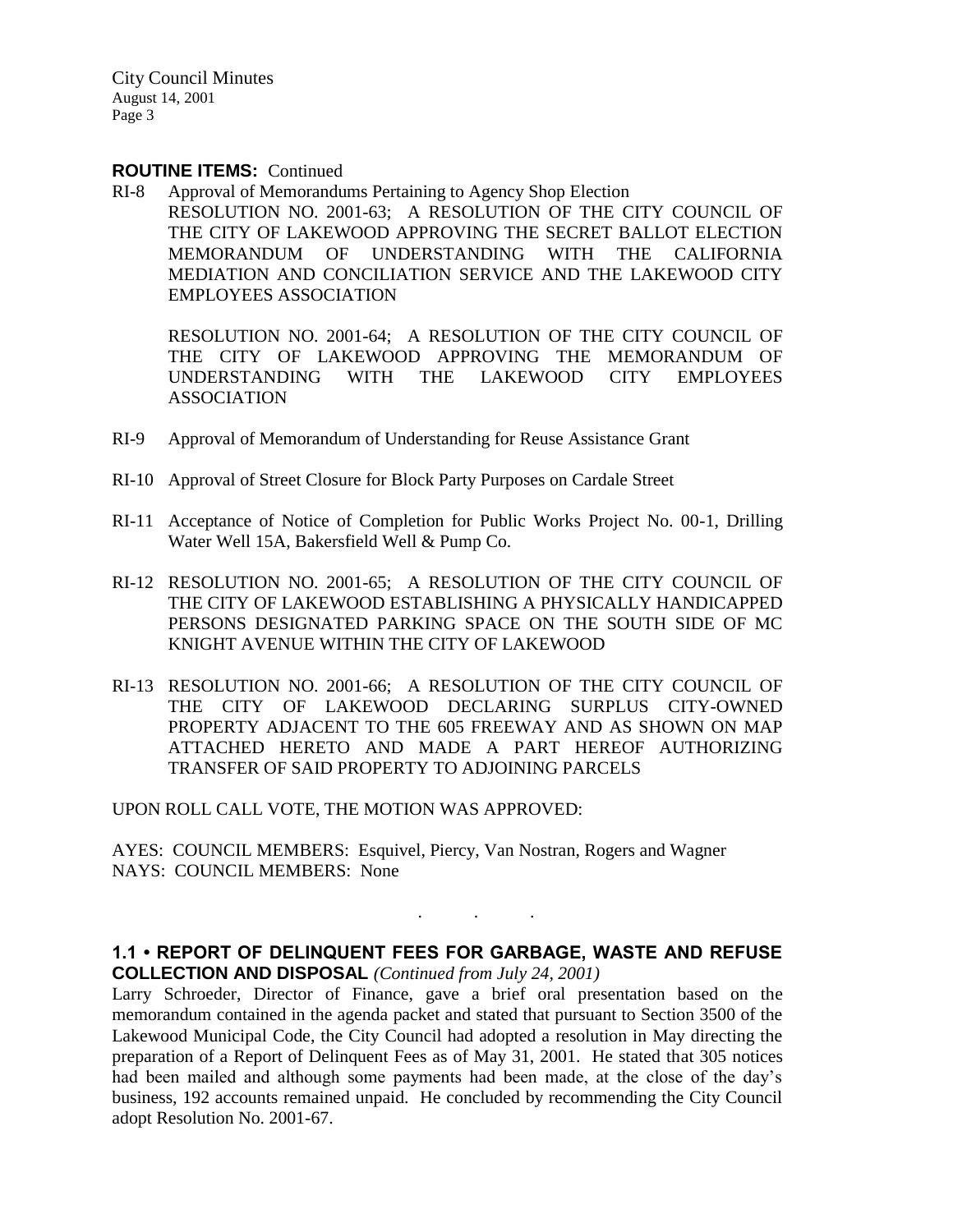**ROUTINE ITEMS:** Continued

RI-8 Approval of Memorandums Pertaining to Agency Shop Election
RESOLUTION NO. 2001-63; A RESOLUTION OF THE CITY COUNCIL OF THE CITY OF LAKEWOOD APPROVING THE SECRET BALLOT ELECTION MEMORANDUM OF UNDERSTANDING WITH THE CALIFORNIA MEDIATION AND CONCILIATION SERVICE AND THE LAKEWOOD CITY EMPLOYEES ASSOCIATION

RESOLUTION NO. 2001-64; A RESOLUTION OF THE CITY COUNCIL OF THE CITY OF LAKEWOOD APPROVING THE MEMORANDUM OF UNDERSTANDING WITH THE LAKEWOOD CITY EMPLOYEES ASSOCIATION

RI-9 Approval of Memorandum of Understanding for Reuse Assistance Grant

RI-10 Approval of Street Closure for Block Party Purposes on Cardale Street

RI-11 Acceptance of Notice of Completion for Public Works Project No. 00-1, Drilling Water Well 15A, Bakersfield Well & Pump Co.

RI-12 RESOLUTION NO. 2001-65; A RESOLUTION OF THE CITY COUNCIL OF THE CITY OF LAKEWOOD ESTABLISHING A PHYSICALLY HANDICAPPED PERSONS DESIGNATED PARKING SPACE ON THE SOUTH SIDE OF MC KNIGHT AVENUE WITHIN THE CITY OF LAKEWOOD

RI-13 RESOLUTION NO. 2001-66; A RESOLUTION OF THE CITY COUNCIL OF THE CITY OF LAKEWOOD DECLARING SURPLUS CITY-OWNED PROPERTY ADJACENT TO THE 605 FREEWAY AND AS SHOWN ON MAP ATTACHED HERETO AND MADE A PART HEREOF AUTHORIZING TRANSFER OF SAID PROPERTY TO ADJOINING PARCELS

UPON ROLL CALL VOTE, THE MOTION WAS APPROVED:

AYES: COUNCIL MEMBERS: Esquivel, Piercy, Van Nostran, Rogers and Wagner
NAYS: COUNCIL MEMBERS: None

. . .

**1.1 • REPORT OF DELINQUENT FEES FOR GARBAGE, WASTE AND REFUSE COLLECTION AND DISPOSAL** *(Continued from July 24, 2001)*

Larry Schroeder, Director of Finance, gave a brief oral presentation based on the memorandum contained in the agenda packet and stated that pursuant to Section 3500 of the Lakewood Municipal Code, the City Council had adopted a resolution in May directing the preparation of a Report of Delinquent Fees as of May 31, 2001. He stated that 305 notices had been mailed and although some payments had been made, at the close of the day's business, 192 accounts remained unpaid. He concluded by recommending the City Council adopt Resolution No. 2001-67.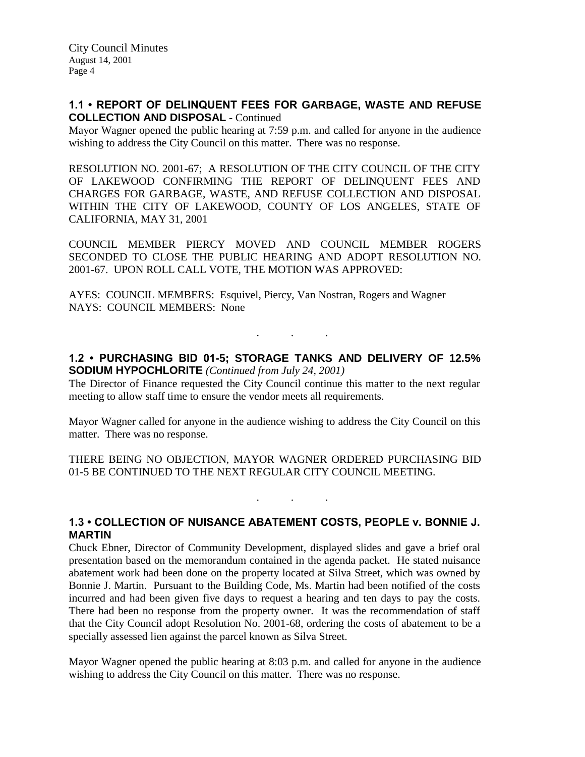### 1.1 • REPORT OF DELINQUENT FEES FOR GARBAGE, WASTE AND REFUSE COLLECTION AND DISPOSAL - Continued

Mayor Wagner opened the public hearing at 7:59 p.m. and called for anyone in the audience wishing to address the City Council on this matter. There was no response.

RESOLUTION NO. 2001-67; A RESOLUTION OF THE CITY COUNCIL OF THE CITY OF LAKEWOOD CONFIRMING THE REPORT OF DELINQUENT FEES AND CHARGES FOR GARBAGE, WASTE, AND REFUSE COLLECTION AND DISPOSAL WITHIN THE CITY OF LAKEWOOD, COUNTY OF LOS ANGELES, STATE OF CALIFORNIA, MAY 31, 2001

COUNCIL MEMBER PIERCY MOVED AND COUNCIL MEMBER ROGERS SECONDED TO CLOSE THE PUBLIC HEARING AND ADOPT RESOLUTION NO. 2001-67. UPON ROLL CALL VOTE, THE MOTION WAS APPROVED:

AYES: COUNCIL MEMBERS: Esquivel, Piercy, Van Nostran, Rogers and Wagner
NAYS: COUNCIL MEMBERS: None

. . .

### 1.2 • PURCHASING BID 01-5; STORAGE TANKS AND DELIVERY OF 12.5% SODIUM HYPOCHLORITE *(Continued from July 24, 2001)*

The Director of Finance requested the City Council continue this matter to the next regular meeting to allow staff time to ensure the vendor meets all requirements.

Mayor Wagner called for anyone in the audience wishing to address the City Council on this matter. There was no response.

THERE BEING NO OBJECTION, MAYOR WAGNER ORDERED PURCHASING BID 01-5 BE CONTINUED TO THE NEXT REGULAR CITY COUNCIL MEETING.

. . .

### 1.3 • COLLECTION OF NUISANCE ABATEMENT COSTS, PEOPLE v. BONNIE J. MARTIN

Chuck Ebner, Director of Community Development, displayed slides and gave a brief oral presentation based on the memorandum contained in the agenda packet. He stated nuisance abatement work had been done on the property located at Silva Street, which was owned by Bonnie J. Martin. Pursuant to the Building Code, Ms. Martin had been notified of the costs incurred and had been given five days to request a hearing and ten days to pay the costs. There had been no response from the property owner. It was the recommendation of staff that the City Council adopt Resolution No. 2001-68, ordering the costs of abatement to be a specially assessed lien against the parcel known as Silva Street.

Mayor Wagner opened the public hearing at 8:03 p.m. and called for anyone in the audience wishing to address the City Council on this matter. There was no response.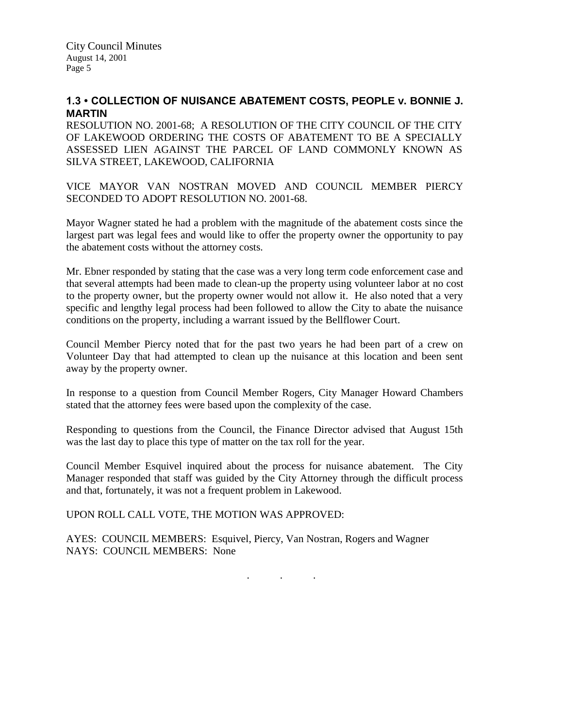### 1.3 • COLLECTION OF NUISANCE ABATEMENT COSTS, PEOPLE v. BONNIE J. MARTIN

RESOLUTION NO. 2001-68; A RESOLUTION OF THE CITY COUNCIL OF THE CITY OF LAKEWOOD ORDERING THE COSTS OF ABATEMENT TO BE A SPECIALLY ASSESSED LIEN AGAINST THE PARCEL OF LAND COMMONLY KNOWN AS SILVA STREET, LAKEWOOD, CALIFORNIA

VICE MAYOR VAN NOSTRAN MOVED AND COUNCIL MEMBER PIERCY SECONDED TO ADOPT RESOLUTION NO. 2001-68.

Mayor Wagner stated he had a problem with the magnitude of the abatement costs since the largest part was legal fees and would like to offer the property owner the opportunity to pay the abatement costs without the attorney costs.

Mr. Ebner responded by stating that the case was a very long term code enforcement case and that several attempts had been made to clean-up the property using volunteer labor at no cost to the property owner, but the property owner would not allow it. He also noted that a very specific and lengthy legal process had been followed to allow the City to abate the nuisance conditions on the property, including a warrant issued by the Bellflower Court.

Council Member Piercy noted that for the past two years he had been part of a crew on Volunteer Day that had attempted to clean up the nuisance at this location and been sent away by the property owner.

In response to a question from Council Member Rogers, City Manager Howard Chambers stated that the attorney fees were based upon the complexity of the case.

Responding to questions from the Council, the Finance Director advised that August 15th was the last day to place this type of matter on the tax roll for the year.

Council Member Esquivel inquired about the process for nuisance abatement. The City Manager responded that staff was guided by the City Attorney through the difficult process and that, fortunately, it was not a frequent problem in Lakewood.

UPON ROLL CALL VOTE, THE MOTION WAS APPROVED:

AYES: COUNCIL MEMBERS: Esquivel, Piercy, Van Nostran, Rogers and Wagner
NAYS: COUNCIL MEMBERS: None

. . .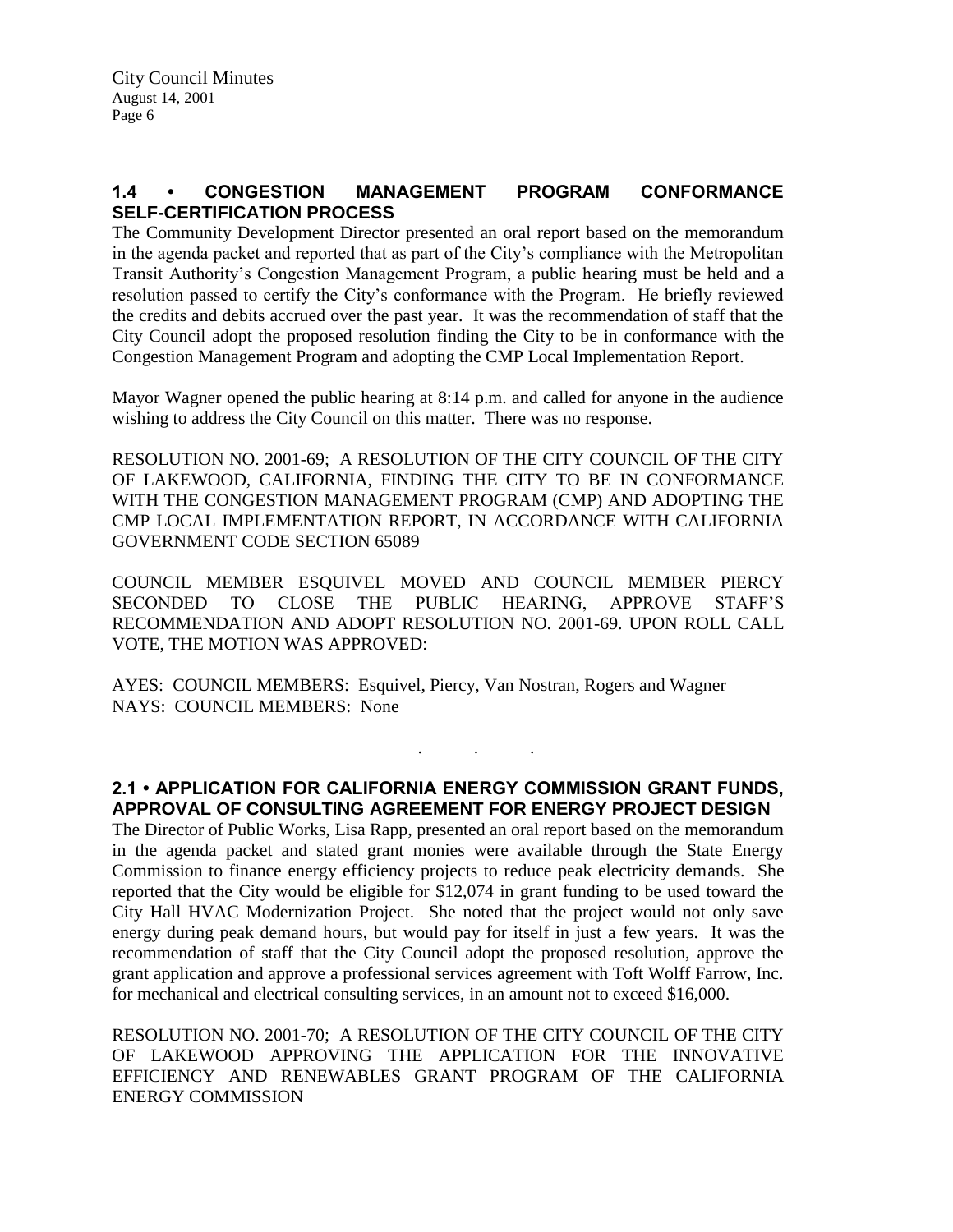## 1.4 • CONGESTION MANAGEMENT PROGRAM CONFORMANCE SELF-CERTIFICATION PROCESS

The Community Development Director presented an oral report based on the memorandum in the agenda packet and reported that as part of the City's compliance with the Metropolitan Transit Authority's Congestion Management Program, a public hearing must be held and a resolution passed to certify the City's conformance with the Program. He briefly reviewed the credits and debits accrued over the past year. It was the recommendation of staff that the City Council adopt the proposed resolution finding the City to be in conformance with the Congestion Management Program and adopting the CMP Local Implementation Report.

Mayor Wagner opened the public hearing at 8:14 p.m. and called for anyone in the audience wishing to address the City Council on this matter. There was no response.

RESOLUTION NO. 2001-69; A RESOLUTION OF THE CITY COUNCIL OF THE CITY OF LAKEWOOD, CALIFORNIA, FINDING THE CITY TO BE IN CONFORMANCE WITH THE CONGESTION MANAGEMENT PROGRAM (CMP) AND ADOPTING THE CMP LOCAL IMPLEMENTATION REPORT, IN ACCORDANCE WITH CALIFORNIA GOVERNMENT CODE SECTION 65089

COUNCIL MEMBER ESQUIVEL MOVED AND COUNCIL MEMBER PIERCY SECONDED TO CLOSE THE PUBLIC HEARING, APPROVE STAFF'S RECOMMENDATION AND ADOPT RESOLUTION NO. 2001-69. UPON ROLL CALL VOTE, THE MOTION WAS APPROVED:

AYES: COUNCIL MEMBERS: Esquivel, Piercy, Van Nostran, Rogers and Wagner
NAYS: COUNCIL MEMBERS: None

. . .

## 2.1 • APPLICATION FOR CALIFORNIA ENERGY COMMISSION GRANT FUNDS, APPROVAL OF CONSULTING AGREEMENT FOR ENERGY PROJECT DESIGN

The Director of Public Works, Lisa Rapp, presented an oral report based on the memorandum in the agenda packet and stated grant monies were available through the State Energy Commission to finance energy efficiency projects to reduce peak electricity demands. She reported that the City would be eligible for $12,074 in grant funding to be used toward the City Hall HVAC Modernization Project. She noted that the project would not only save energy during peak demand hours, but would pay for itself in just a few years. It was the recommendation of staff that the City Council adopt the proposed resolution, approve the grant application and approve a professional services agreement with Toft Wolff Farrow, Inc. for mechanical and electrical consulting services, in an amount not to exceed $16,000.

RESOLUTION NO. 2001-70; A RESOLUTION OF THE CITY COUNCIL OF THE CITY OF LAKEWOOD APPROVING THE APPLICATION FOR THE INNOVATIVE EFFICIENCY AND RENEWABLES GRANT PROGRAM OF THE CALIFORNIA ENERGY COMMISSION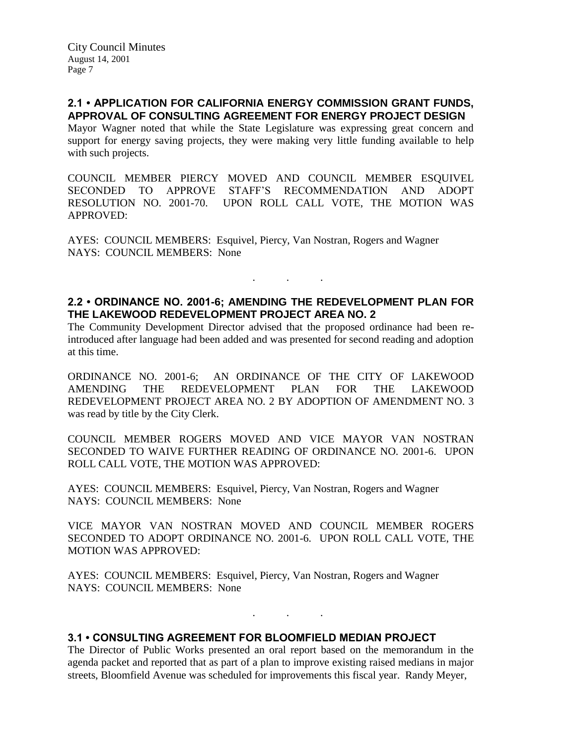## 2.1 • APPLICATION FOR CALIFORNIA ENERGY COMMISSION GRANT FUNDS, APPROVAL OF CONSULTING AGREEMENT FOR ENERGY PROJECT DESIGN

Mayor Wagner noted that while the State Legislature was expressing great concern and support for energy saving projects, they were making very little funding available to help with such projects.

COUNCIL MEMBER PIERCY MOVED AND COUNCIL MEMBER ESQUIVEL SECONDED TO APPROVE STAFF'S RECOMMENDATION AND ADOPT RESOLUTION NO. 2001-70. UPON ROLL CALL VOTE, THE MOTION WAS APPROVED:

AYES: COUNCIL MEMBERS: Esquivel, Piercy, Van Nostran, Rogers and Wagner
NAYS: COUNCIL MEMBERS: None

. . .

## 2.2 • ORDINANCE NO. 2001-6; AMENDING THE REDEVELOPMENT PLAN FOR THE LAKEWOOD REDEVELOPMENT PROJECT AREA NO. 2

The Community Development Director advised that the proposed ordinance had been re-introduced after language had been added and was presented for second reading and adoption at this time.

ORDINANCE NO. 2001-6; AN ORDINANCE OF THE CITY OF LAKEWOOD AMENDING THE REDEVELOPMENT PLAN FOR THE LAKEWOOD REDEVELOPMENT PROJECT AREA NO. 2 BY ADOPTION OF AMENDMENT NO. 3 was read by title by the City Clerk.

COUNCIL MEMBER ROGERS MOVED AND VICE MAYOR VAN NOSTRAN SECONDED TO WAIVE FURTHER READING OF ORDINANCE NO. 2001-6. UPON ROLL CALL VOTE, THE MOTION WAS APPROVED:

AYES: COUNCIL MEMBERS: Esquivel, Piercy, Van Nostran, Rogers and Wagner
NAYS: COUNCIL MEMBERS: None

VICE MAYOR VAN NOSTRAN MOVED AND COUNCIL MEMBER ROGERS SECONDED TO ADOPT ORDINANCE NO. 2001-6. UPON ROLL CALL VOTE, THE MOTION WAS APPROVED:

AYES: COUNCIL MEMBERS: Esquivel, Piercy, Van Nostran, Rogers and Wagner
NAYS: COUNCIL MEMBERS: None

. . .

## 3.1 • CONSULTING AGREEMENT FOR BLOOMFIELD MEDIAN PROJECT

The Director of Public Works presented an oral report based on the memorandum in the agenda packet and reported that as part of a plan to improve existing raised medians in major streets, Bloomfield Avenue was scheduled for improvements this fiscal year. Randy Meyer,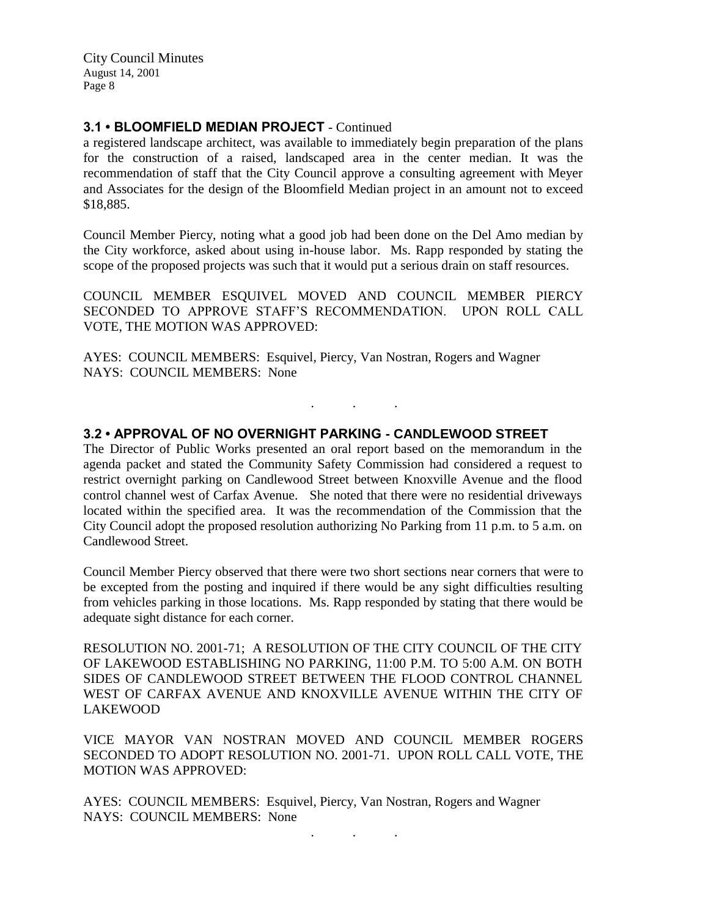### 3.1 • BLOOMFIELD MEDIAN PROJECT - Continued

a registered landscape architect, was available to immediately begin preparation of the plans for the construction of a raised, landscaped area in the center median. It was the recommendation of staff that the City Council approve a consulting agreement with Meyer and Associates for the design of the Bloomfield Median project in an amount not to exceed $18,885.

Council Member Piercy, noting what a good job had been done on the Del Amo median by the City workforce, asked about using in-house labor. Ms. Rapp responded by stating the scope of the proposed projects was such that it would put a serious drain on staff resources.

COUNCIL MEMBER ESQUIVEL MOVED AND COUNCIL MEMBER PIERCY SECONDED TO APPROVE STAFF'S RECOMMENDATION. UPON ROLL CALL VOTE, THE MOTION WAS APPROVED:

AYES: COUNCIL MEMBERS: Esquivel, Piercy, Van Nostran, Rogers and Wagner
NAYS: COUNCIL MEMBERS: None

. . .

### 3.2 • APPROVAL OF NO OVERNIGHT PARKING - CANDLEWOOD STREET

The Director of Public Works presented an oral report based on the memorandum in the agenda packet and stated the Community Safety Commission had considered a request to restrict overnight parking on Candlewood Street between Knoxville Avenue and the flood control channel west of Carfax Avenue. She noted that there were no residential driveways located within the specified area. It was the recommendation of the Commission that the City Council adopt the proposed resolution authorizing No Parking from 11 p.m. to 5 a.m. on Candlewood Street.

Council Member Piercy observed that there were two short sections near corners that were to be excepted from the posting and inquired if there would be any sight difficulties resulting from vehicles parking in those locations. Ms. Rapp responded by stating that there would be adequate sight distance for each corner.

RESOLUTION NO. 2001-71; A RESOLUTION OF THE CITY COUNCIL OF THE CITY OF LAKEWOOD ESTABLISHING NO PARKING, 11:00 P.M. TO 5:00 A.M. ON BOTH SIDES OF CANDLEWOOD STREET BETWEEN THE FLOOD CONTROL CHANNEL WEST OF CARFAX AVENUE AND KNOXVILLE AVENUE WITHIN THE CITY OF LAKEWOOD

VICE MAYOR VAN NOSTRAN MOVED AND COUNCIL MEMBER ROGERS SECONDED TO ADOPT RESOLUTION NO. 2001-71. UPON ROLL CALL VOTE, THE MOTION WAS APPROVED:

AYES: COUNCIL MEMBERS: Esquivel, Piercy, Van Nostran, Rogers and Wagner
NAYS: COUNCIL MEMBERS: None

. . .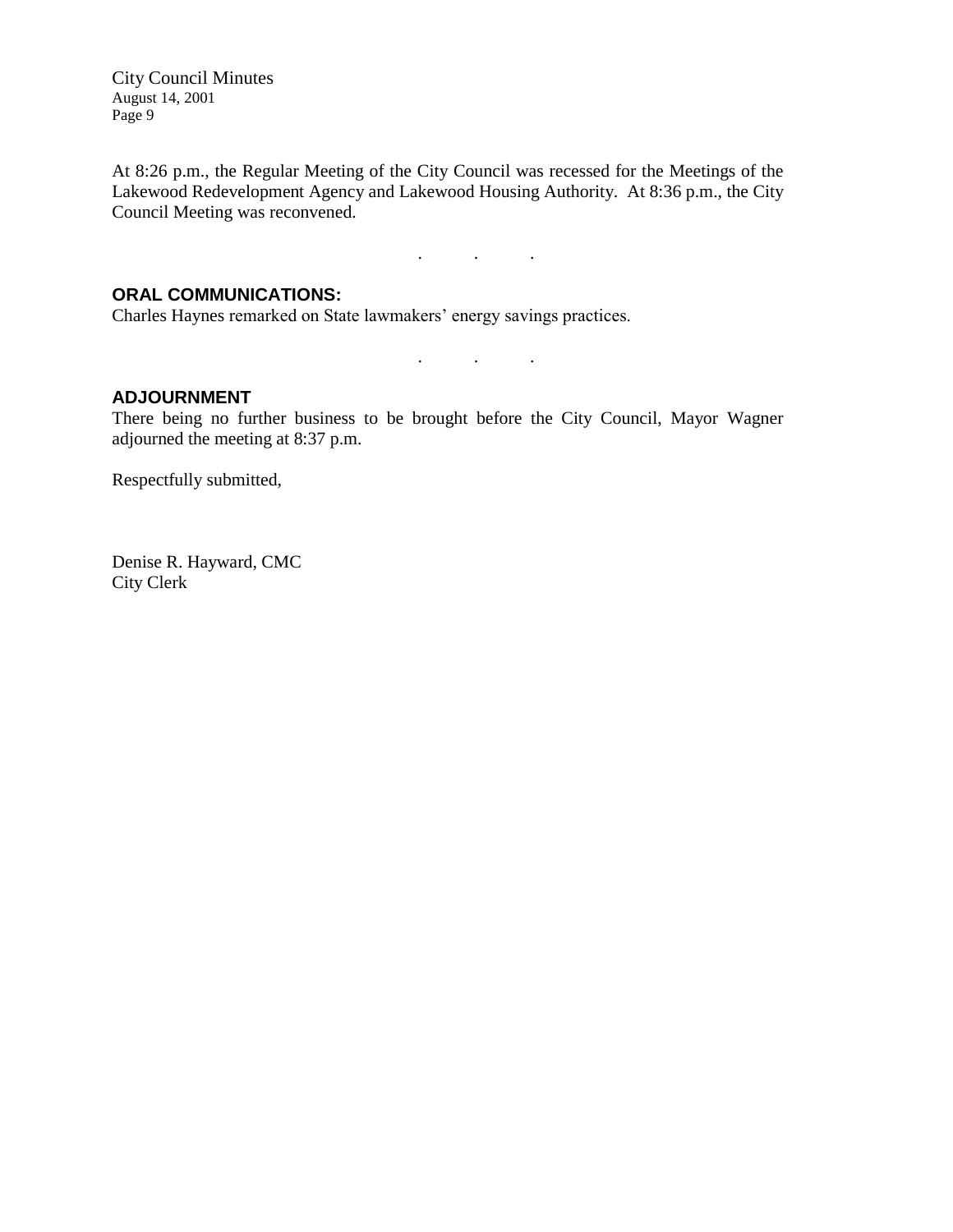At 8:26 p.m., the Regular Meeting of the City Council was recessed for the Meetings of the Lakewood Redevelopment Agency and Lakewood Housing Authority. At 8:36 p.m., the City Council Meeting was reconvened.

. . .

## ORAL COMMUNICATIONS:

Charles Haynes remarked on State lawmakers' energy savings practices.

. . .

## ADJOURNMENT

There being no further business to be brought before the City Council, Mayor Wagner adjourned the meeting at 8:37 p.m.

Respectfully submitted,

Denise R. Hayward, CMC
City Clerk